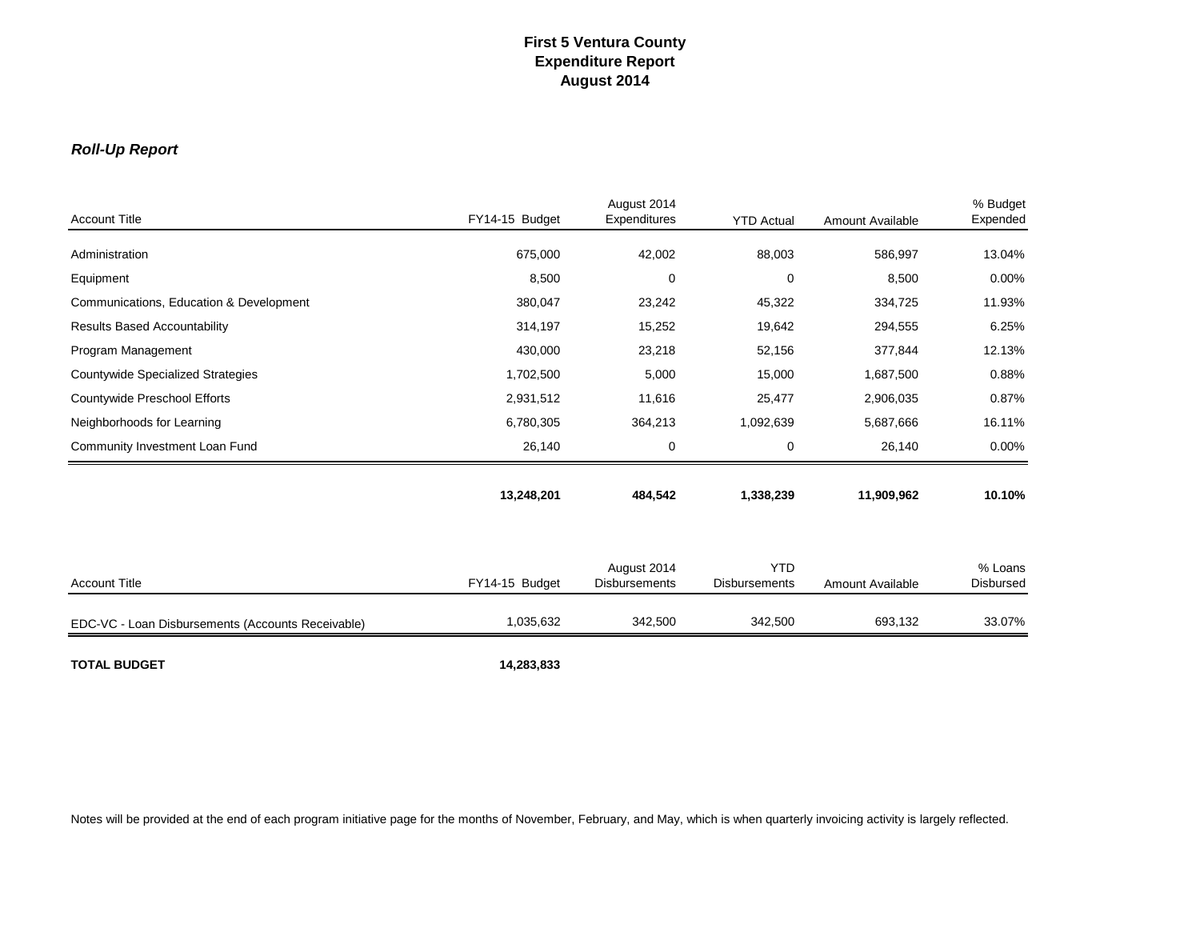# First 5 Ventura County
## Expenditure Report
## August 2014

***Roll-Up Report***

| Account Title | FY14-15 Budget | August 2014 Expenditures | YTD Actual | Amount Available | % Budget Expended |
|---|---|---|---|---|---|
| Administration | 675,000 | 42,002 | 88,003 | 586,997 | 13.04% |
| Equipment | 8,500 | 0 | 0 | 8,500 | 0.00% |
| Communications, Education & Development | 380,047 | 23,242 | 45,322 | 334,725 | 11.93% |
| Results Based Accountability | 314,197 | 15,252 | 19,642 | 294,555 | 6.25% |
| Program Management | 430,000 | 23,218 | 52,156 | 377,844 | 12.13% |
| Countywide Specialized Strategies | 1,702,500 | 5,000 | 15,000 | 1,687,500 | 0.88% |
| Countywide Preschool Efforts | 2,931,512 | 11,616 | 25,477 | 2,906,035 | 0.87% |
| Neighborhoods for Learning | 6,780,305 | 364,213 | 1,092,639 | 5,687,666 | 16.11% |
| Community Investment Loan Fund | 26,140 | 0 | 0 | 26,140 | 0.00% |
| | **13,248,201** | **484,542** | **1,338,239** | **11,909,962** | **10.10%** |

| Account Title | FY14-15 Budget | August 2014 Disbursements | YTD Disbursements | Amount Available | % Loans Disbursed |
|---|---|---|---|---|---|
| EDC-VC - Loan Disbursements (Accounts Receivable) | 1,035,632 | 342,500 | 342,500 | 693,132 | 33.07% |
| **TOTAL BUDGET** | **14,283,833** | | | | |

Notes will be provided at the end of each program initiative page for the months of November, February, and May, which is when quarterly invoicing activity is largely reflected.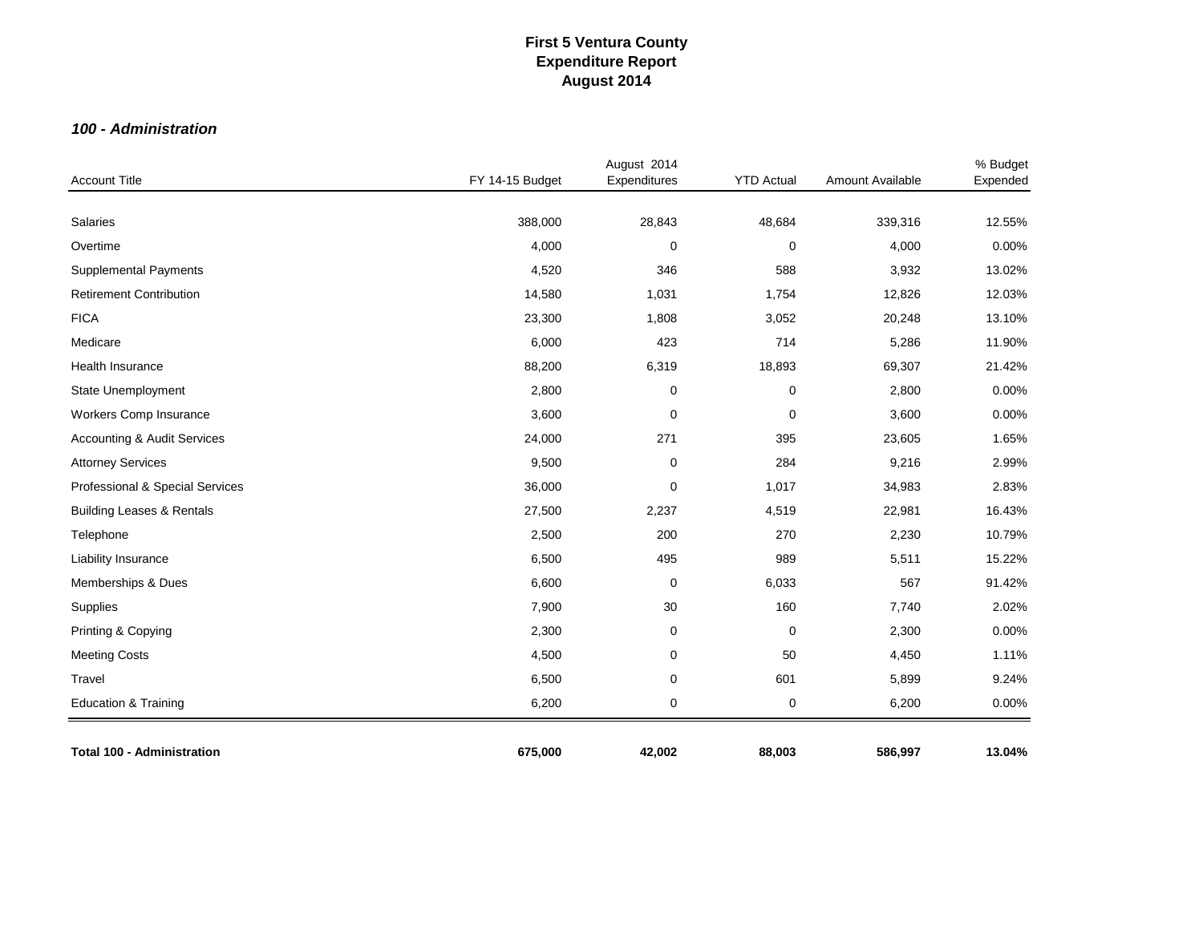# First 5 Ventura County
## Expenditure Report
## August 2014

### *100 - Administration*

| Account Title | FY 14-15 Budget | August 2014 Expenditures | YTD Actual | Amount Available | % Budget Expended |
|---|---|---|---|---|---|
| Salaries | 388,000 | 28,843 | 48,684 | 339,316 | 12.55% |
| Overtime | 4,000 | 0 | 0 | 4,000 | 0.00% |
| Supplemental Payments | 4,520 | 346 | 588 | 3,932 | 13.02% |
| Retirement Contribution | 14,580 | 1,031 | 1,754 | 12,826 | 12.03% |
| FICA | 23,300 | 1,808 | 3,052 | 20,248 | 13.10% |
| Medicare | 6,000 | 423 | 714 | 5,286 | 11.90% |
| Health Insurance | 88,200 | 6,319 | 18,893 | 69,307 | 21.42% |
| State Unemployment | 2,800 | 0 | 0 | 2,800 | 0.00% |
| Workers Comp Insurance | 3,600 | 0 | 0 | 3,600 | 0.00% |
| Accounting & Audit Services | 24,000 | 271 | 395 | 23,605 | 1.65% |
| Attorney Services | 9,500 | 0 | 284 | 9,216 | 2.99% |
| Professional & Special Services | 36,000 | 0 | 1,017 | 34,983 | 2.83% |
| Building Leases & Rentals | 27,500 | 2,237 | 4,519 | 22,981 | 16.43% |
| Telephone | 2,500 | 200 | 270 | 2,230 | 10.79% |
| Liability Insurance | 6,500 | 495 | 989 | 5,511 | 15.22% |
| Memberships & Dues | 6,600 | 0 | 6,033 | 567 | 91.42% |
| Supplies | 7,900 | 30 | 160 | 7,740 | 2.02% |
| Printing & Copying | 2,300 | 0 | 0 | 2,300 | 0.00% |
| Meeting Costs | 4,500 | 0 | 50 | 4,450 | 1.11% |
| Travel | 6,500 | 0 | 601 | 5,899 | 9.24% |
| Education & Training | 6,200 | 0 | 0 | 6,200 | 0.00% |
| **Total 100 - Administration** | **675,000** | **42,002** | **88,003** | **586,997** | **13.04%** |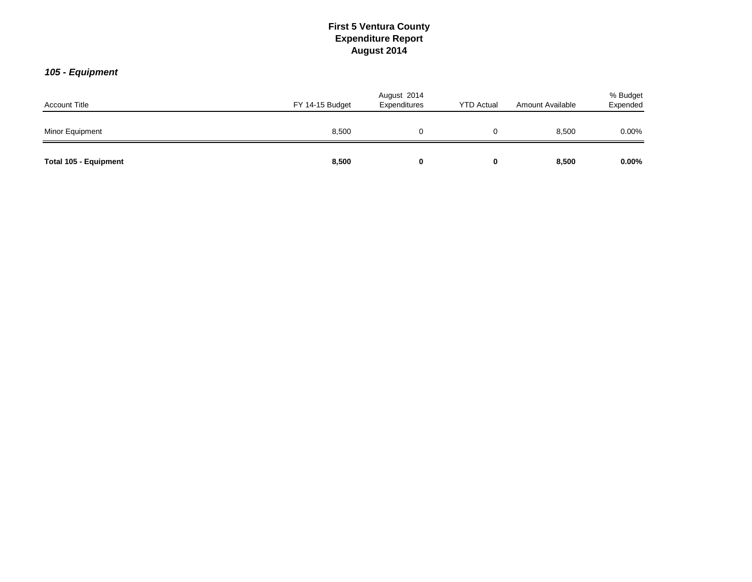# First 5 Ventura County
## Expenditure Report
## August 2014

### *105 - Equipment*

| Account Title | FY 14-15 Budget | August 2014 Expenditures | YTD Actual | Amount Available | % Budget Expended |
|---|---|---|---|---|---|
| Minor Equipment | 8,500 | 0 | 0 | 8,500 | 0.00% |
| **Total 105 - Equipment** | **8,500** | **0** | **0** | **8,500** | **0.00%** |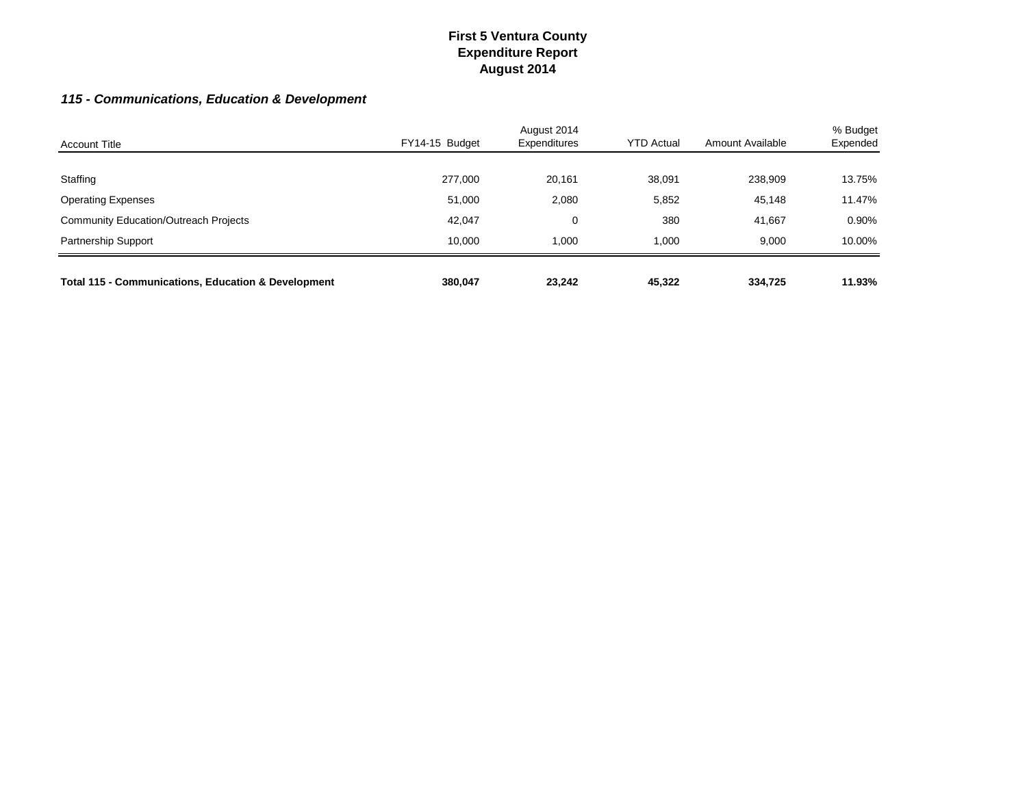# First 5 Ventura County
## Expenditure Report
## August 2014

### *115 - Communications, Education & Development*

| Account Title | FY14-15 Budget | August 2014 Expenditures | YTD Actual | Amount Available | % Budget Expended |
|---|---|---|---|---|---|
| Staffing | 277,000 | 20,161 | 38,091 | 238,909 | 13.75% |
| Operating Expenses | 51,000 | 2,080 | 5,852 | 45,148 | 11.47% |
| Community Education/Outreach Projects | 42,047 | 0 | 380 | 41,667 | 0.90% |
| Partnership Support | 10,000 | 1,000 | 1,000 | 9,000 | 10.00% |
| **Total 115 - Communications, Education & Development** | **380,047** | **23,242** | **45,322** | **334,725** | **11.93%** |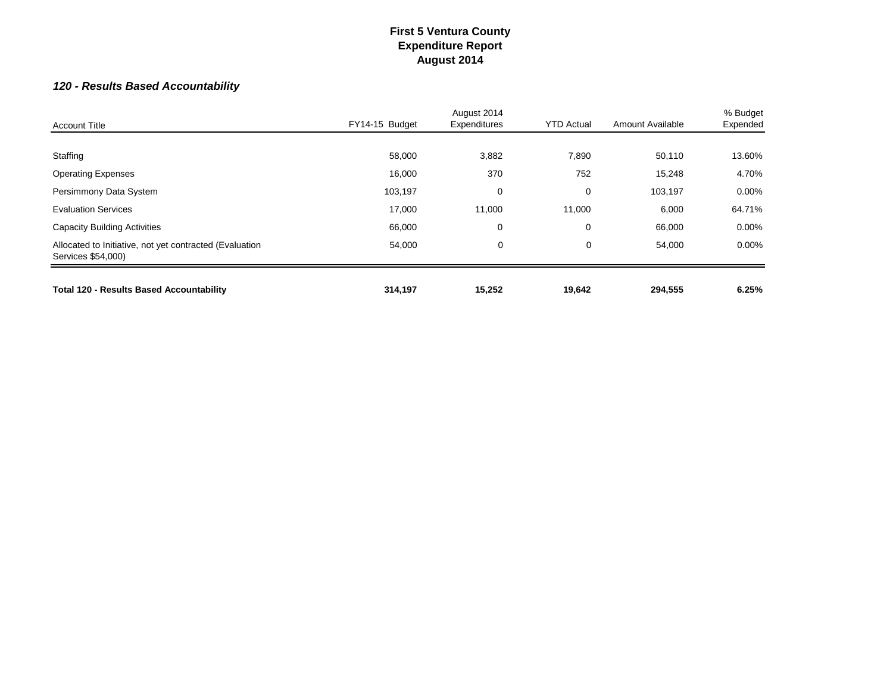# First 5 Ventura County
# Expenditure Report
# August 2014

### *120 - Results Based Accountability*

| Account Title | FY14-15 Budget | August 2014 Expenditures | YTD Actual | Amount Available | % Budget Expended |
|---|---|---|---|---|---|
| Staffing | 58,000 | 3,882 | 7,890 | 50,110 | 13.60% |
| Operating Expenses | 16,000 | 370 | 752 | 15,248 | 4.70% |
| Persimmony Data System | 103,197 | 0 | 0 | 103,197 | 0.00% |
| Evaluation Services | 17,000 | 11,000 | 11,000 | 6,000 | 64.71% |
| Capacity Building Activities | 66,000 | 0 | 0 | 66,000 | 0.00% |
| Allocated to Initiative, not yet contracted (Evaluation Services $54,000) | 54,000 | 0 | 0 | 54,000 | 0.00% |
| **Total 120 - Results Based Accountability** | **314,197** | **15,252** | **19,642** | **294,555** | **6.25%** |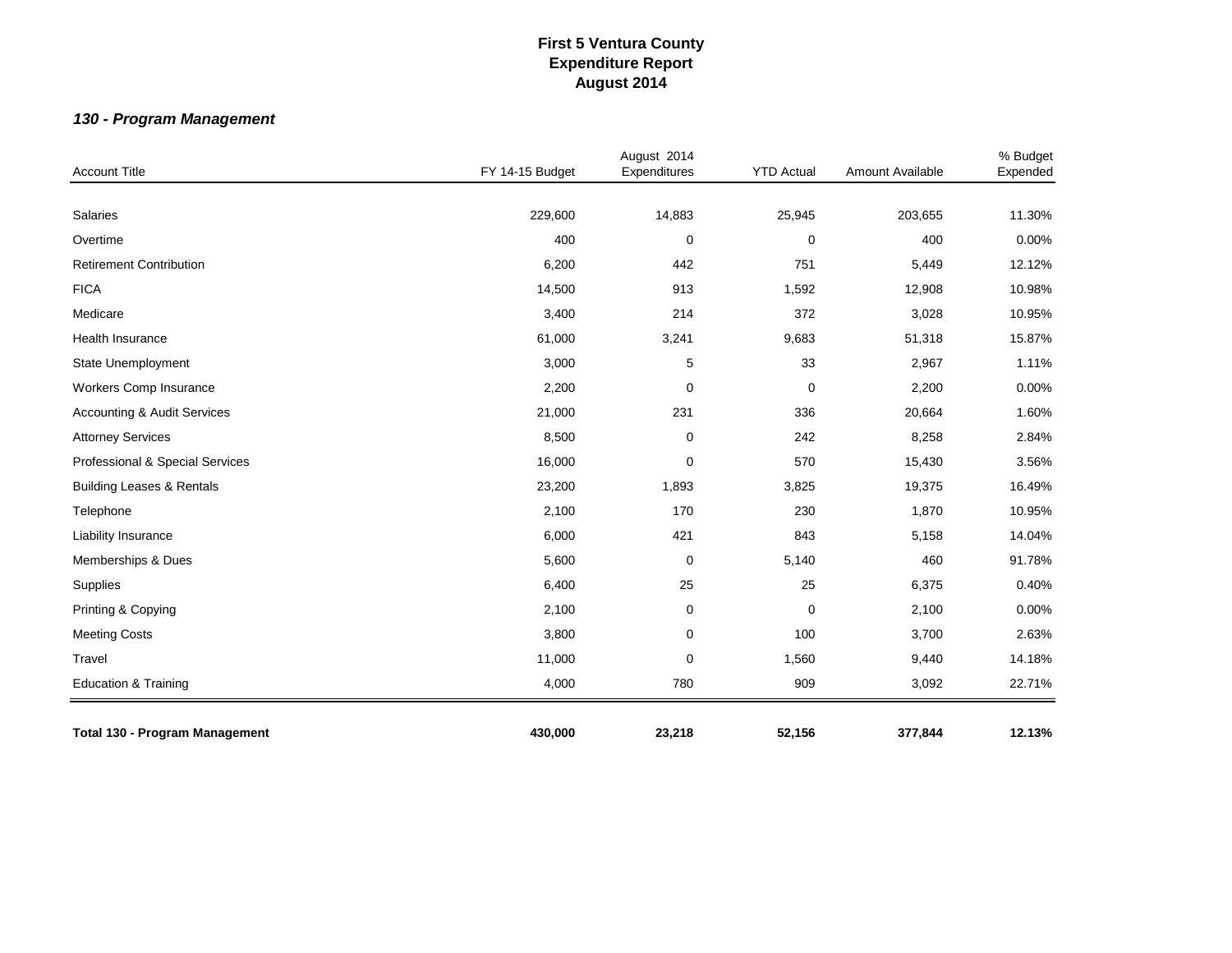# First 5 Ventura County
## Expenditure Report
## August 2014

### *130 - Program Management*

| Account Title | FY 14-15 Budget | August 2014 Expenditures | YTD Actual | Amount Available | % Budget Expended |
|---|---|---|---|---|---|
| Salaries | 229,600 | 14,883 | 25,945 | 203,655 | 11.30% |
| Overtime | 400 | 0 | 0 | 400 | 0.00% |
| Retirement Contribution | 6,200 | 442 | 751 | 5,449 | 12.12% |
| FICA | 14,500 | 913 | 1,592 | 12,908 | 10.98% |
| Medicare | 3,400 | 214 | 372 | 3,028 | 10.95% |
| Health Insurance | 61,000 | 3,241 | 9,683 | 51,318 | 15.87% |
| State Unemployment | 3,000 | 5 | 33 | 2,967 | 1.11% |
| Workers Comp Insurance | 2,200 | 0 | 0 | 2,200 | 0.00% |
| Accounting & Audit Services | 21,000 | 231 | 336 | 20,664 | 1.60% |
| Attorney Services | 8,500 | 0 | 242 | 8,258 | 2.84% |
| Professional & Special Services | 16,000 | 0 | 570 | 15,430 | 3.56% |
| Building Leases & Rentals | 23,200 | 1,893 | 3,825 | 19,375 | 16.49% |
| Telephone | 2,100 | 170 | 230 | 1,870 | 10.95% |
| Liability Insurance | 6,000 | 421 | 843 | 5,158 | 14.04% |
| Memberships & Dues | 5,600 | 0 | 5,140 | 460 | 91.78% |
| Supplies | 6,400 | 25 | 25 | 6,375 | 0.40% |
| Printing & Copying | 2,100 | 0 | 0 | 2,100 | 0.00% |
| Meeting Costs | 3,800 | 0 | 100 | 3,700 | 2.63% |
| Travel | 11,000 | 0 | 1,560 | 9,440 | 14.18% |
| Education & Training | 4,000 | 780 | 909 | 3,092 | 22.71% |
| **Total 130 - Program Management** | **430,000** | **23,218** | **52,156** | **377,844** | **12.13%** |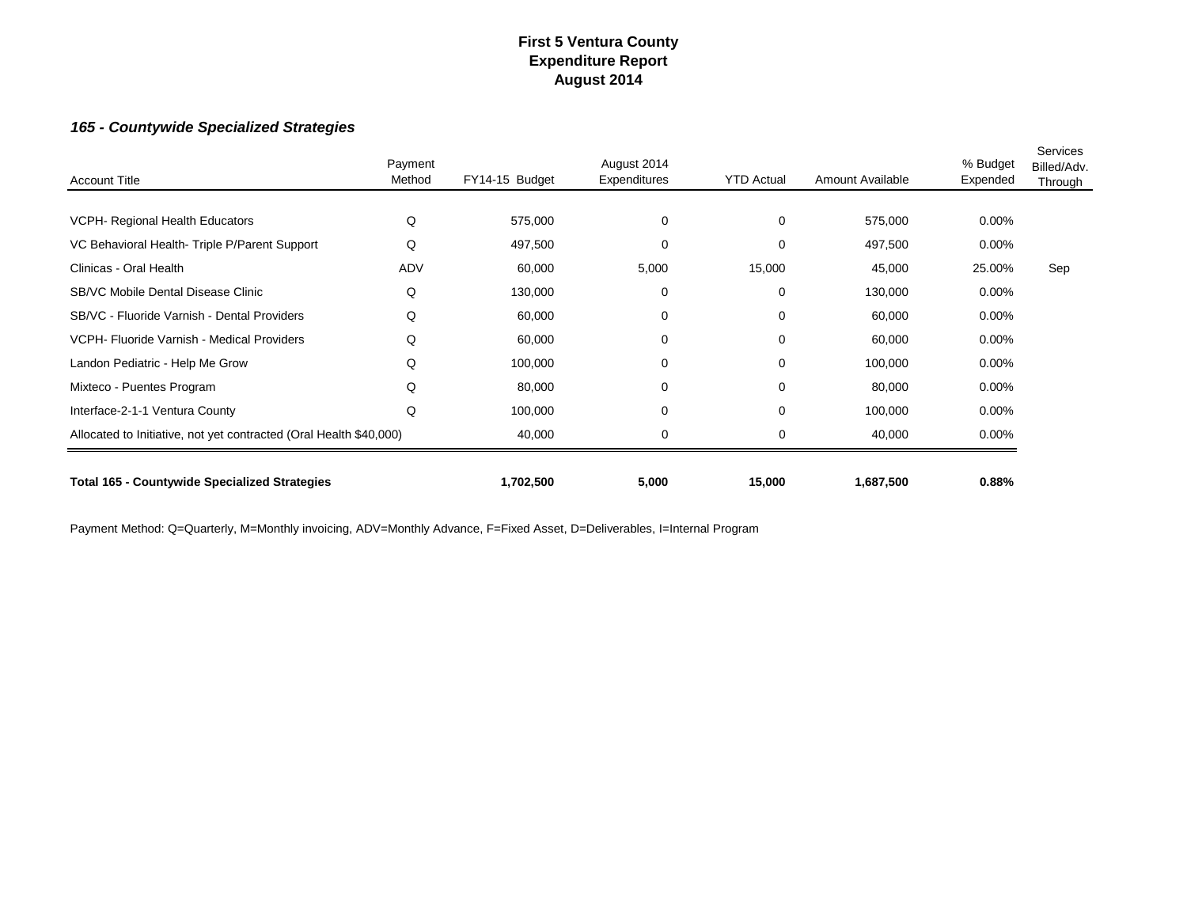# First 5 Ventura County
## Expenditure Report
## August 2014

### *165 - Countywide Specialized Strategies*

| Account Title | Payment Method | FY14-15 Budget | August 2014 Expenditures | YTD Actual | Amount Available | % Budget Expended | Services Billed/Adv. Through |
|---|---|---|---|---|---|---|---|
| VCPH- Regional Health Educators | Q | 575,000 | 0 | 0 | 575,000 | 0.00% | |
| VC Behavioral Health- Triple P/Parent Support | Q | 497,500 | 0 | 0 | 497,500 | 0.00% | |
| Clinicas - Oral Health | ADV | 60,000 | 5,000 | 15,000 | 45,000 | 25.00% | Sep |
| SB/VC Mobile Dental Disease Clinic | Q | 130,000 | 0 | 0 | 130,000 | 0.00% | |
| SB/VC - Fluoride Varnish - Dental Providers | Q | 60,000 | 0 | 0 | 60,000 | 0.00% | |
| VCPH- Fluoride Varnish - Medical Providers | Q | 60,000 | 0 | 0 | 60,000 | 0.00% | |
| Landon Pediatric - Help Me Grow | Q | 100,000 | 0 | 0 | 100,000 | 0.00% | |
| Mixteco - Puentes Program | Q | 80,000 | 0 | 0 | 80,000 | 0.00% | |
| Interface-2-1-1 Ventura County | Q | 100,000 | 0 | 0 | 100,000 | 0.00% | |
| Allocated to Initiative, not yet contracted (Oral Health $40,000) | | 40,000 | 0 | 0 | 40,000 | 0.00% | |
| **Total 165 - Countywide Specialized Strategies** | | **1,702,500** | **5,000** | **15,000** | **1,687,500** | **0.88%** | |

Payment Method: Q=Quarterly, M=Monthly invoicing, ADV=Monthly Advance, F=Fixed Asset, D=Deliverables, I=Internal Program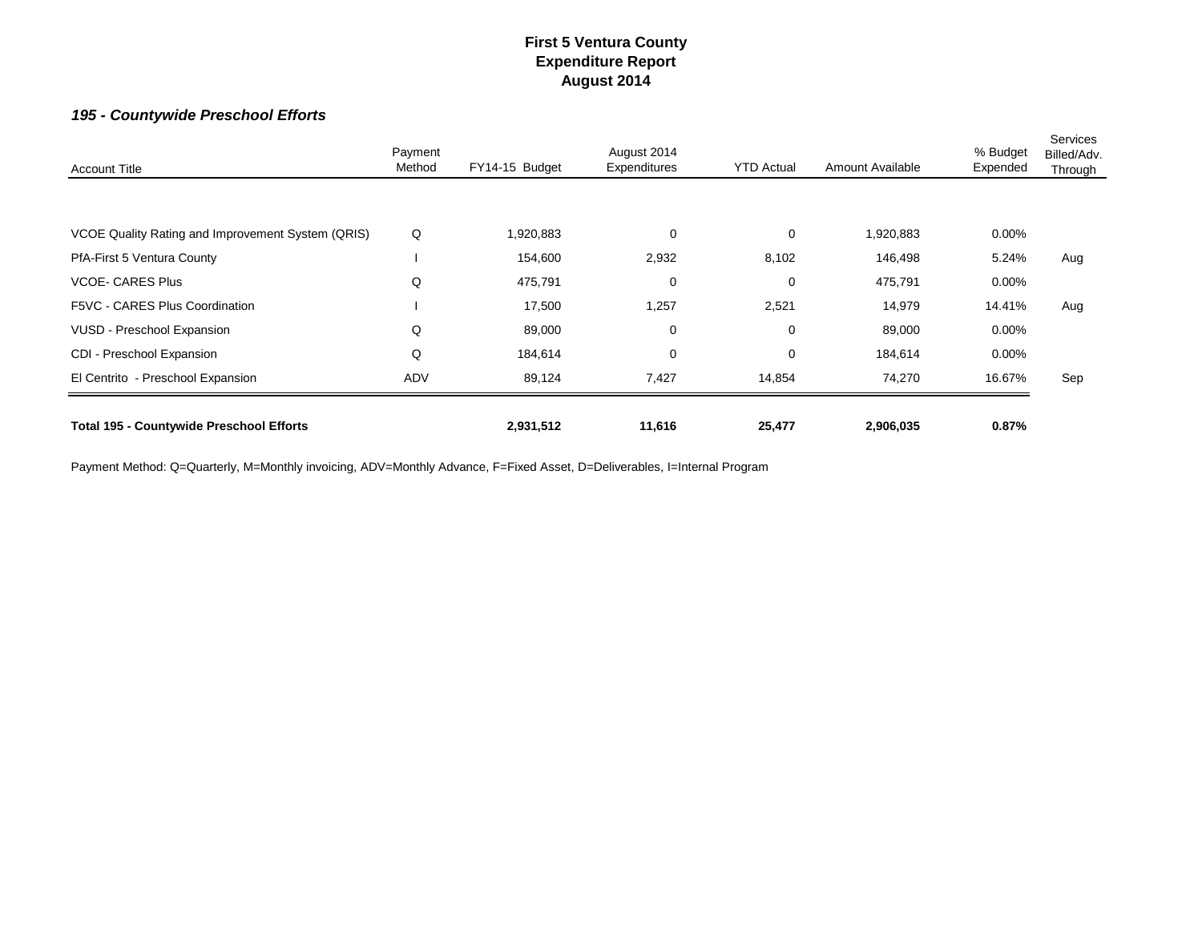# First 5 Ventura County
# Expenditure Report
# August 2014

### *195 - Countywide Preschool Efforts*

| Account Title | Payment Method | FY14-15 Budget | August 2014 Expenditures | YTD Actual | Amount Available | % Budget Expended | Services Billed/Adv. Through |
|---|---|---|---|---|---|---|---|
| VCOE Quality Rating and Improvement System (QRIS) | Q | 1,920,883 | 0 | 0 | 1,920,883 | 0.00% | |
| PfA-First 5 Ventura County | I | 154,600 | 2,932 | 8,102 | 146,498 | 5.24% | Aug |
| VCOE- CARES Plus | Q | 475,791 | 0 | 0 | 475,791 | 0.00% | |
| F5VC - CARES Plus Coordination | I | 17,500 | 1,257 | 2,521 | 14,979 | 14.41% | Aug |
| VUSD - Preschool Expansion | Q | 89,000 | 0 | 0 | 89,000 | 0.00% | |
| CDI - Preschool Expansion | Q | 184,614 | 0 | 0 | 184,614 | 0.00% | |
| El Centrito - Preschool Expansion | ADV | 89,124 | 7,427 | 14,854 | 74,270 | 16.67% | Sep |
| **Total 195 - Countywide Preschool Efforts** | | **2,931,512** | **11,616** | **25,477** | **2,906,035** | **0.87%** | |

Payment Method: Q=Quarterly, M=Monthly invoicing, ADV=Monthly Advance, F=Fixed Asset, D=Deliverables, I=Internal Program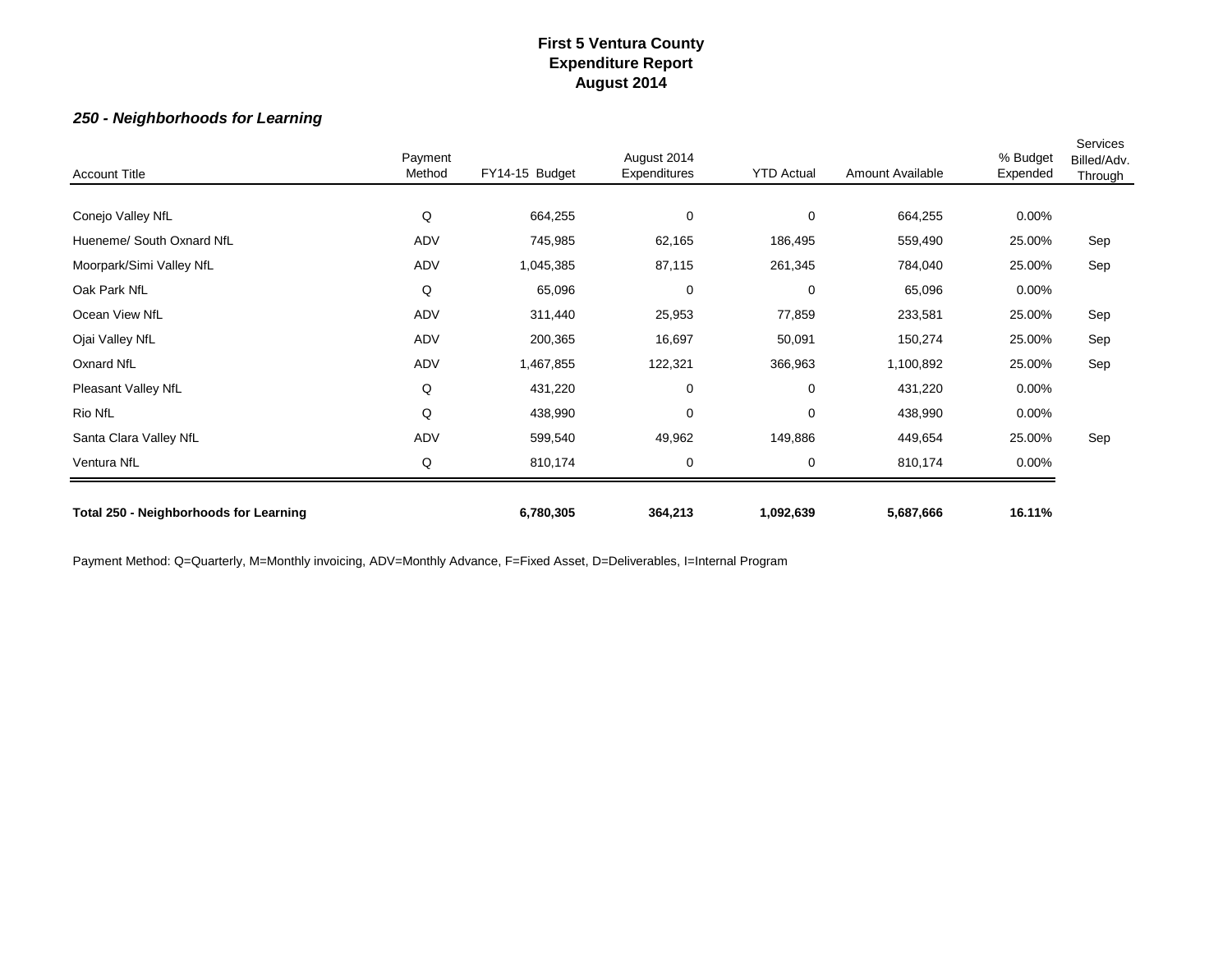# First 5 Ventura County
# Expenditure Report
# August 2014

### *250 - Neighborhoods for Learning*

| Account Title | Payment Method | FY14-15 Budget | August 2014 Expenditures | YTD Actual | Amount Available | % Budget Expended | Services Billed/Adv. Through |
|---|---|---|---|---|---|---|---|
| Conejo Valley NfL | Q | 664,255 | 0 | 0 | 664,255 | 0.00% | |
| Hueneme/ South Oxnard NfL | ADV | 745,985 | 62,165 | 186,495 | 559,490 | 25.00% | Sep |
| Moorpark/Simi Valley NfL | ADV | 1,045,385 | 87,115 | 261,345 | 784,040 | 25.00% | Sep |
| Oak Park NfL | Q | 65,096 | 0 | 0 | 65,096 | 0.00% | |
| Ocean View NfL | ADV | 311,440 | 25,953 | 77,859 | 233,581 | 25.00% | Sep |
| Ojai Valley NfL | ADV | 200,365 | 16,697 | 50,091 | 150,274 | 25.00% | Sep |
| Oxnard NfL | ADV | 1,467,855 | 122,321 | 366,963 | 1,100,892 | 25.00% | Sep |
| Pleasant Valley NfL | Q | 431,220 | 0 | 0 | 431,220 | 0.00% | |
| Rio NfL | Q | 438,990 | 0 | 0 | 438,990 | 0.00% | |
| Santa Clara Valley NfL | ADV | 599,540 | 49,962 | 149,886 | 449,654 | 25.00% | Sep |
| Ventura NfL | Q | 810,174 | 0 | 0 | 810,174 | 0.00% | |
| **Total 250 - Neighborhoods for Learning** | | **6,780,305** | **364,213** | **1,092,639** | **5,687,666** | **16.11%** | |

Payment Method: Q=Quarterly, M=Monthly invoicing, ADV=Monthly Advance, F=Fixed Asset, D=Deliverables, I=Internal Program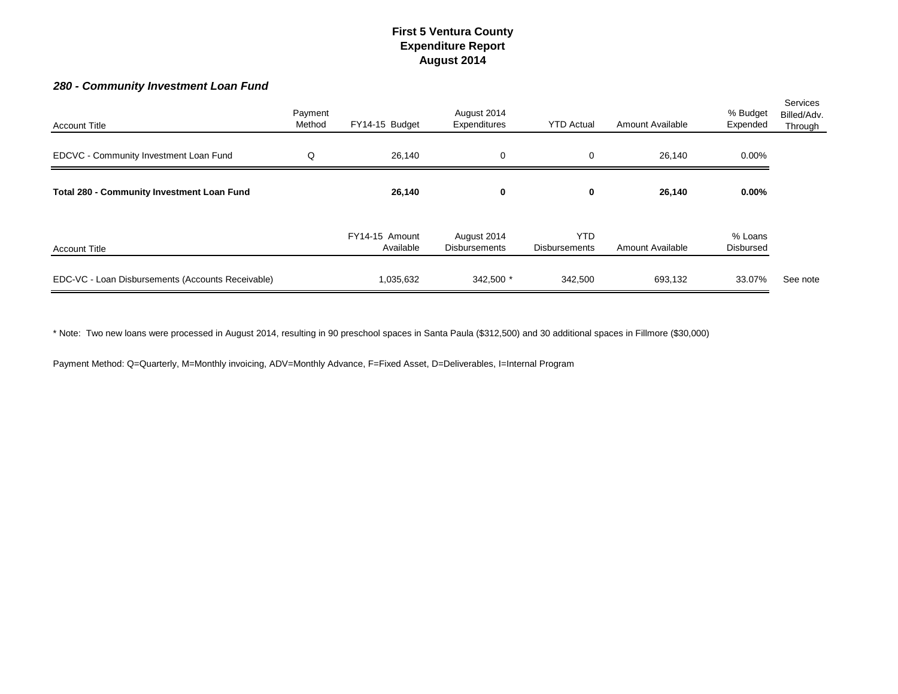# First 5 Ventura County
## Expenditure Report
## August 2014

### *280 - Community Investment Loan Fund*

| Account Title | Payment Method | FY14-15 Budget | August 2014 Expenditures | YTD Actual | Amount Available | % Budget Expended | Services Billed/Adv. Through |
|---|---|---|---|---|---|---|---|
| EDCVC - Community Investment Loan Fund | Q | 26,140 | 0 | 0 | 26,140 | 0.00% | |
| **Total 280 - Community Investment Loan Fund** | | **26,140** | **0** | **0** | **26,140** | **0.00%** | |

| Account Title | FY14-15 Amount Available | August 2014 Disbursements | YTD Disbursements | Amount Available | % Loans Disbursed | |
|---|---|---|---|---|---|---|
| EDC-VC - Loan Disbursements (Accounts Receivable) | 1,035,632 | 342,500 * | 342,500 | 693,132 | 33.07% | See note |

* Note: Two new loans were processed in August 2014, resulting in 90 preschool spaces in Santa Paula ($312,500) and 30 additional spaces in Fillmore ($30,000)

Payment Method: Q=Quarterly, M=Monthly invoicing, ADV=Monthly Advance, F=Fixed Asset, D=Deliverables, I=Internal Program